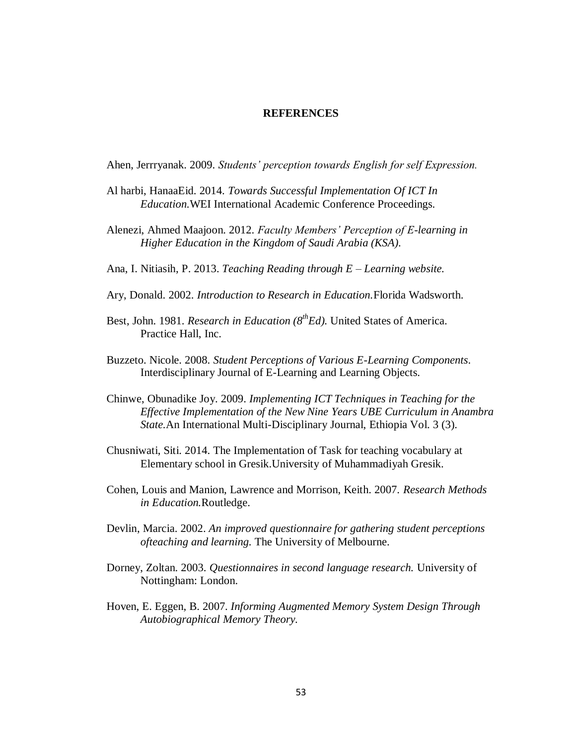# REFERENCES

Ahen, Jerrryanak. 2009. *Students' perception towards English for self Expression.*

Al harbi, HanaaEid. 2014. *Towards Successful Implementation Of ICT In Education.*WEI International Academic Conference Proceedings.

Alenezi, Ahmed Maajoon. 2012. *Faculty Members' Perception of E-learning in Higher Education in the Kingdom of Saudi Arabia (KSA).*

Ana, I. Nitiasih, P. 2013. *Teaching Reading through E – Learning website.*

Ary, Donald. 2002. *Introduction to Research in Education.*Florida Wadsworth.

Best, John. 1981. *Research in Education (8thEd).* United States of America. Practice Hall, Inc.

Buzzeto. Nicole. 2008. *Student Perceptions of Various E-Learning Components*. Interdisciplinary Journal of E-Learning and Learning Objects.

Chinwe, Obunadike Joy. 2009. *Implementing ICT Techniques in Teaching for the Effective Implementation of the New Nine Years UBE Curriculum in Anambra State.*An International Multi-Disciplinary Journal, Ethiopia Vol. 3 (3).

Chusniwati, Siti. 2014. The Implementation of Task for teaching vocabulary at Elementary school in Gresik.University of Muhammadiyah Gresik.

Cohen, Louis and Manion, Lawrence and Morrison, Keith. 2007. *Research Methods in Education.*Routledge.

Devlin, Marcia. 2002. *An improved questionnaire for gathering student perceptions ofteaching and learning.* The University of Melbourne.

Dorney, Zoltan. 2003. *Questionnaires in second language research.* University of Nottingham: London.

Hoven, E. Eggen, B. 2007. *Informing Augmented Memory System Design Through Autobiographical Memory Theory.*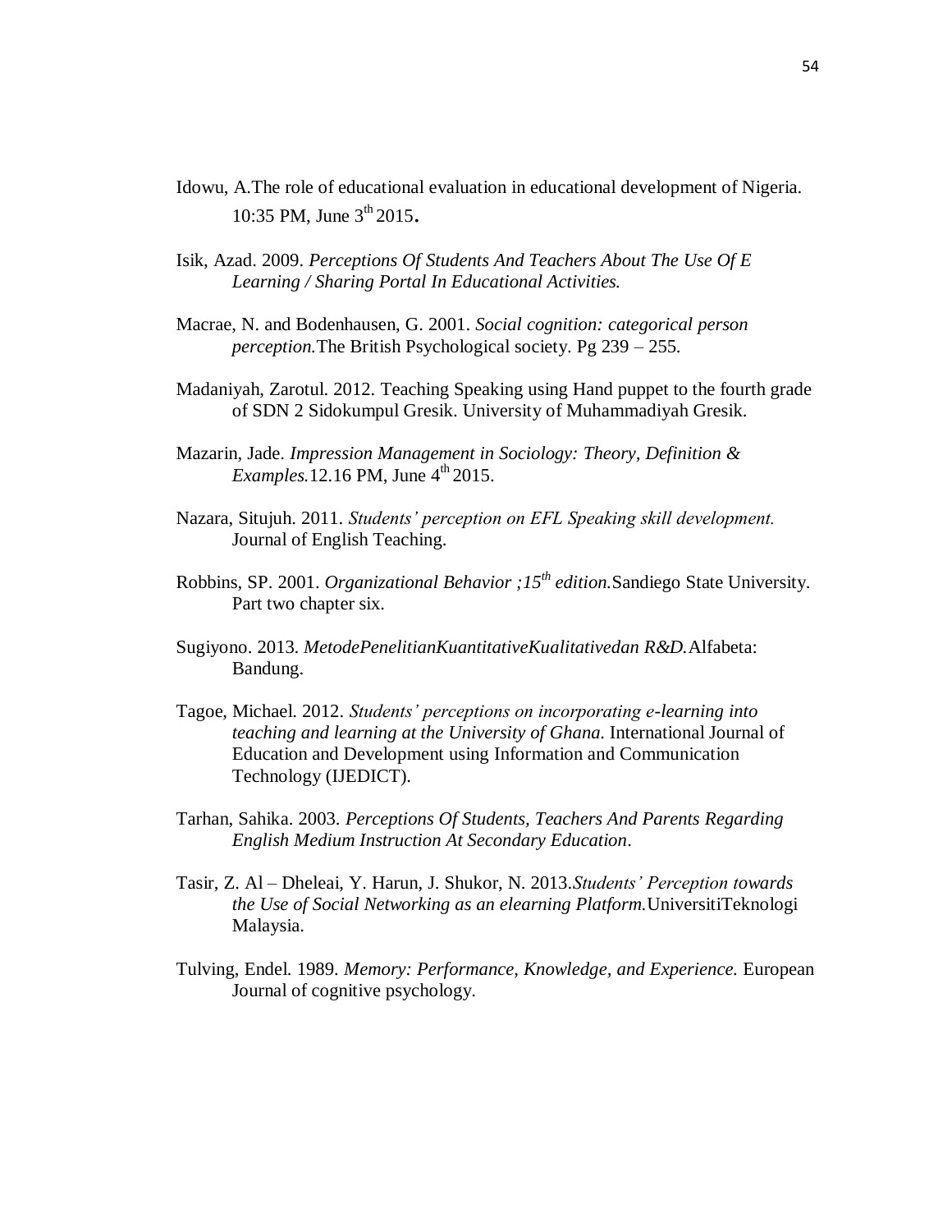Idowu, A.The role of educational evaluation in educational development of Nigeria. 10:35 PM, June 3th 2015.

Isik, Azad. 2009. *Perceptions Of Students And Teachers About The Use Of E Learning / Sharing Portal In Educational Activities.*

Macrae, N. and Bodenhausen, G. 2001. *Social cognition: categorical person perception.*The British Psychological society. Pg 239 – 255.

Madaniyah, Zarotul. 2012. Teaching Speaking using Hand puppet to the fourth grade of SDN 2 Sidokumpul Gresik. University of Muhammadiyah Gresik.

Mazarin, Jade. *Impression Management in Sociology: Theory, Definition & Examples.*12.16 PM, June 4th 2015.

Nazara, Situjuh. 2011. *Students' perception on EFL Speaking skill development.* Journal of English Teaching.

Robbins, SP. 2001. *Organizational Behavior ;15th edition.*Sandiego State University. Part two chapter six.

Sugiyono. 2013. *MetodePenelitianKuantitativeKualitativedan R&D.*Alfabeta: Bandung.

Tagoe, Michael. 2012. *Students' perceptions on incorporating e-learning into teaching and learning at the University of Ghana.* International Journal of Education and Development using Information and Communication Technology (IJEDICT).

Tarhan, Sahika. 2003. *Perceptions Of Students, Teachers And Parents Regarding English Medium Instruction At Secondary Education*.

Tasir, Z. Al – Dheleai, Y. Harun, J. Shukor, N. 2013.*Students' Perception towards the Use of Social Networking as an elearning Platform.*UniversitiTeknologi Malaysia.

Tulving, Endel. 1989. *Memory: Performance, Knowledge, and Experience.* European Journal of cognitive psychology.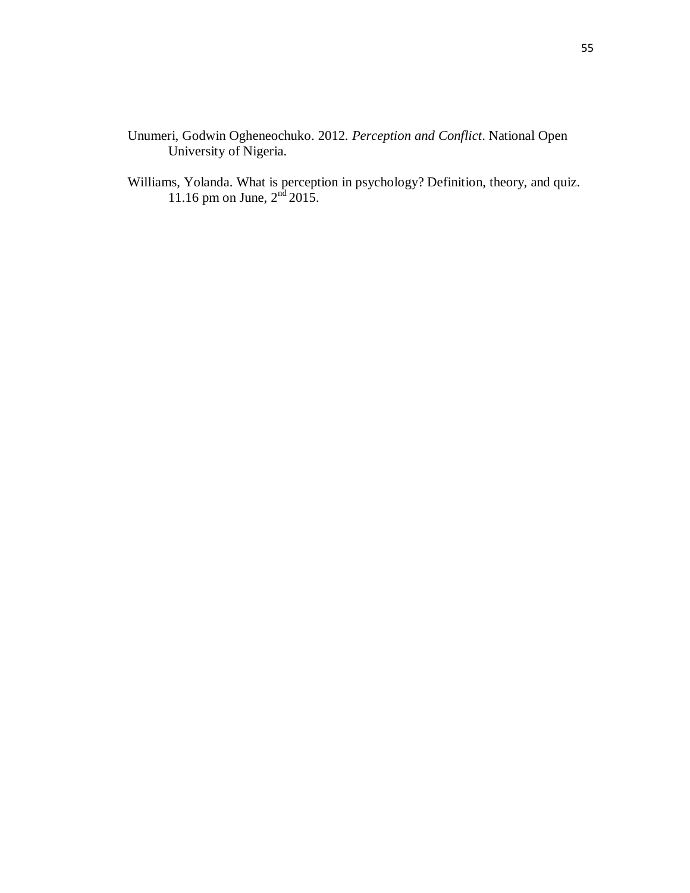Unumeri, Godwin Ogheneochuko. 2012. *Perception and Conflict*. National Open University of Nigeria.

Williams, Yolanda. What is perception in psychology? Definition, theory, and quiz. 11.16 pm on June, 2nd 2015.